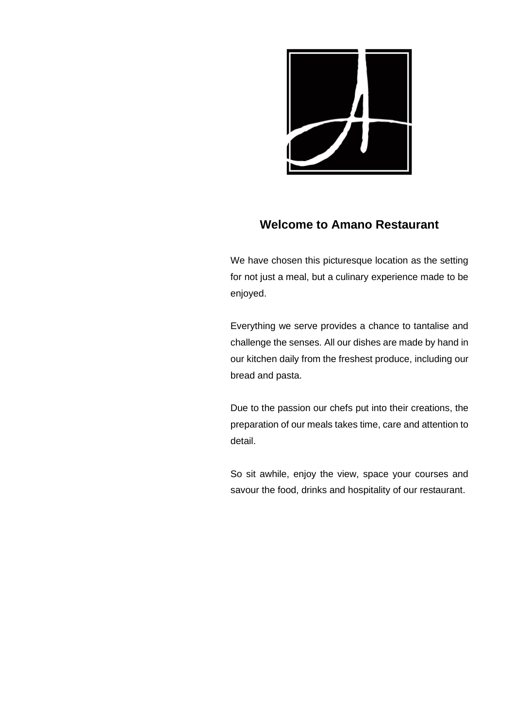## Welcome to Amano Restaurant

We have chosen this picturesque location as the setting for not just a meal, but a culinary experience made to be enjoyed.

Everything we serve provides a chance to tantalise and challenge the senses. All our dishes are made by hand in our kitchen daily from the freshest produce, including our bread and pasta.

Due to the passion our chefs put into their creations, the preparation of our meals takes time, care and attention to detail.

So sit awhile, enjoy the view, space your courses and savour the food, drinks and hospitality of our restaurant.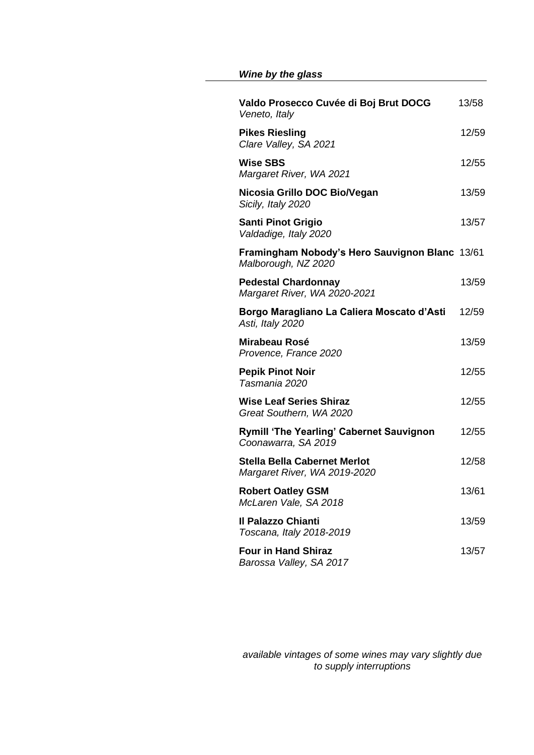## *Wine by the glass*

**Valdo Prosecco Cuvée di Boj Brut DOCG** 13/58
*Veneto, Italy*

**Pikes Riesling** 12/59
*Clare Valley, SA 2021*

**Wise SBS** 12/55
*Margaret River, WA 2021*

**Nicosia Grillo DOC Bio/Vegan** 13/59
*Sicily, Italy 2020*

**Santi Pinot Grigio** 13/57
*Valdadige, Italy 2020*

**Framingham Nobody's Hero Sauvignon Blanc** 13/61
*Malborough, NZ 2020*

**Pedestal Chardonnay** 13/59
*Margaret River, WA 2020-2021*

**Borgo Maragliano La Caliera Moscato d'Asti** 12/59
*Asti, Italy 2020*

**Mirabeau Rosé** 13/59
*Provence, France 2020*

**Pepik Pinot Noir** 12/55
*Tasmania 2020*

**Wise Leaf Series Shiraz** 12/55
*Great Southern, WA 2020*

**Rymill 'The Yearling' Cabernet Sauvignon** 12/55
*Coonawarra, SA 2019*

**Stella Bella Cabernet Merlot** 12/58
*Margaret River, WA 2019-2020*

**Robert Oatley GSM** 13/61
*McLaren Vale, SA 2018*

**Il Palazzo Chianti** 13/59
*Toscana, Italy 2018-2019*

**Four in Hand Shiraz** 13/57
*Barossa Valley, SA 2017*

*available vintages of some wines may vary slightly due to supply interruptions*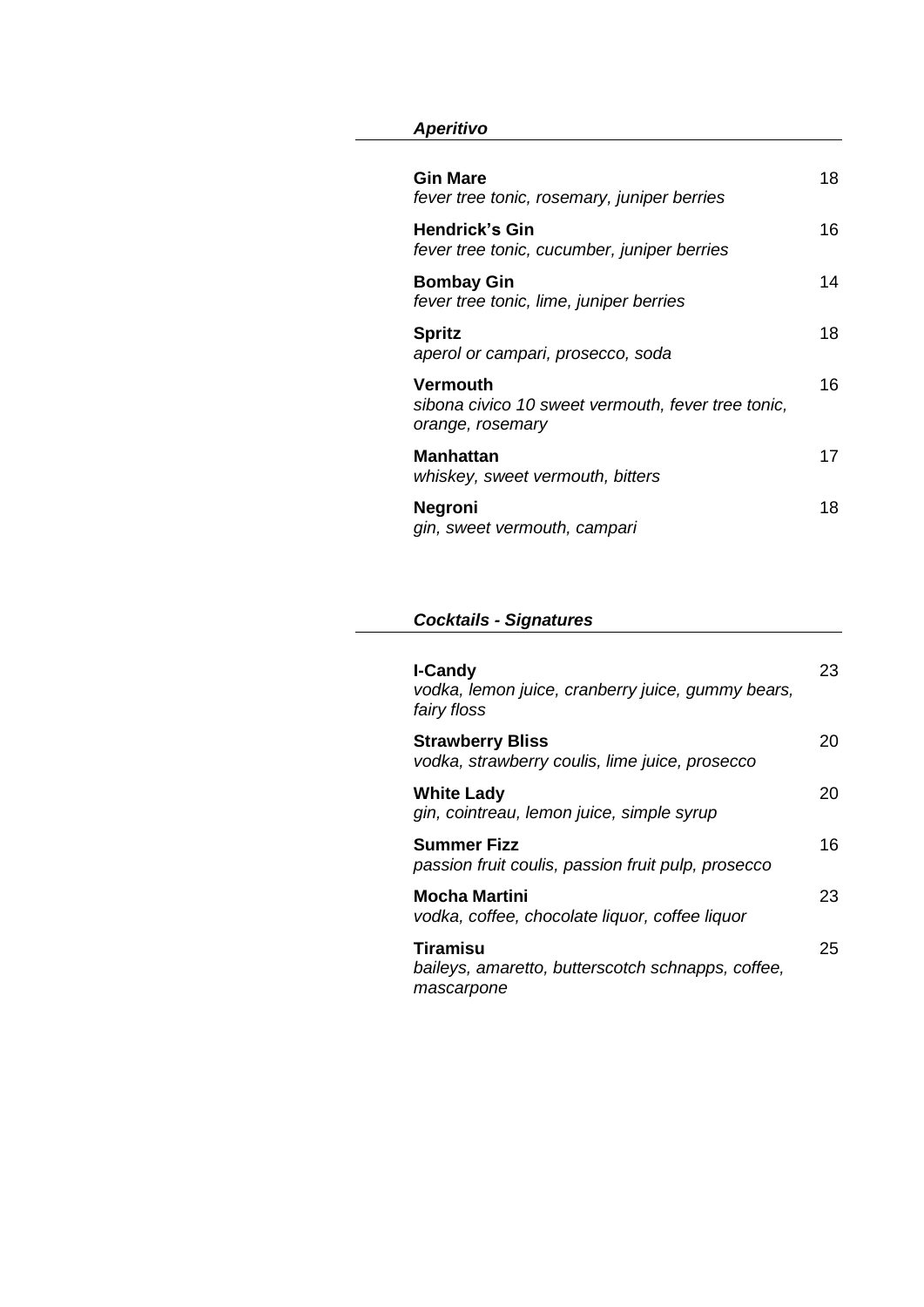## *Aperitivo*

**Gin Mare** 18
*fever tree tonic, rosemary, juniper berries*

**Hendrick's Gin** 16
*fever tree tonic, cucumber, juniper berries*

**Bombay Gin** 14
*fever tree tonic, lime, juniper berries*

**Spritz** 18
*aperol or campari, prosecco, soda*

**Vermouth** 16
*sibona civico 10 sweet vermouth, fever tree tonic, orange, rosemary*

**Manhattan** 17
*whiskey, sweet vermouth, bitters*

**Negroni** 18
*gin, sweet vermouth, campari*

## *Cocktails - Signatures*

**I-Candy** 23
*vodka, lemon juice, cranberry juice, gummy bears, fairy floss*

**Strawberry Bliss** 20
*vodka, strawberry coulis, lime juice, prosecco*

**White Lady** 20
*gin, cointreau, lemon juice, simple syrup*

**Summer Fizz** 16
*passion fruit coulis, passion fruit pulp, prosecco*

**Mocha Martini** 23
*vodka, coffee, chocolate liquor, coffee liquor*

**Tiramisu** 25
*baileys, amaretto, butterscotch schnapps, coffee, mascarpone*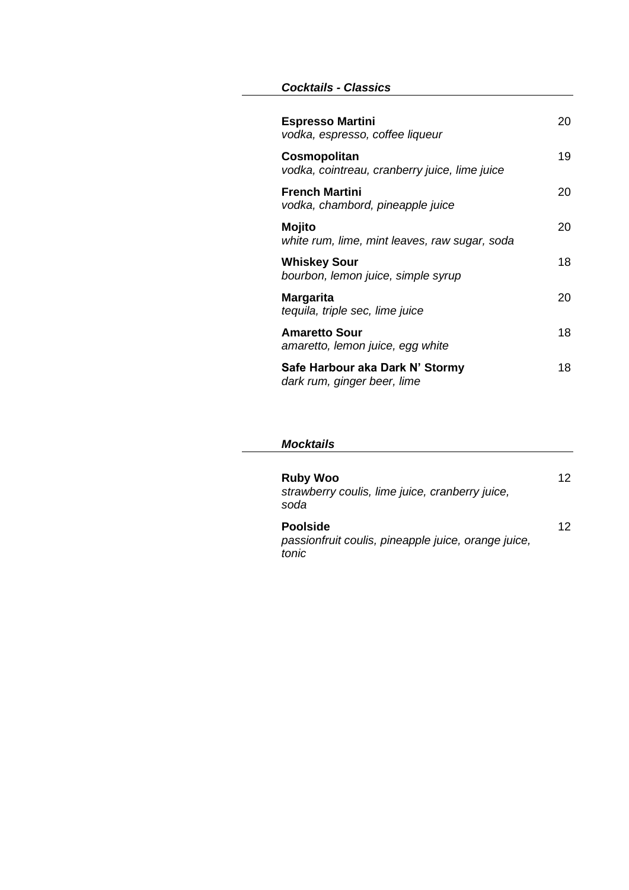## *Cocktails - Classics*

**Espresso Martini** 20
*vodka, espresso, coffee liqueur*

**Cosmopolitan** 19
*vodka, cointreau, cranberry juice, lime juice*

**French Martini** 20
*vodka, chambord, pineapple juice*

**Mojito** 20
*white rum, lime, mint leaves, raw sugar, soda*

**Whiskey Sour** 18
*bourbon, lemon juice, simple syrup*

**Margarita** 20
*tequila, triple sec, lime juice*

**Amaretto Sour** 18
*amaretto, lemon juice, egg white*

**Safe Harbour aka Dark N' Stormy** 18
*dark rum, ginger beer, lime*

## *Mocktails*

**Ruby Woo** 12
*strawberry coulis, lime juice, cranberry juice, soda*

**Poolside** 12
*passionfruit coulis, pineapple juice, orange juice, tonic*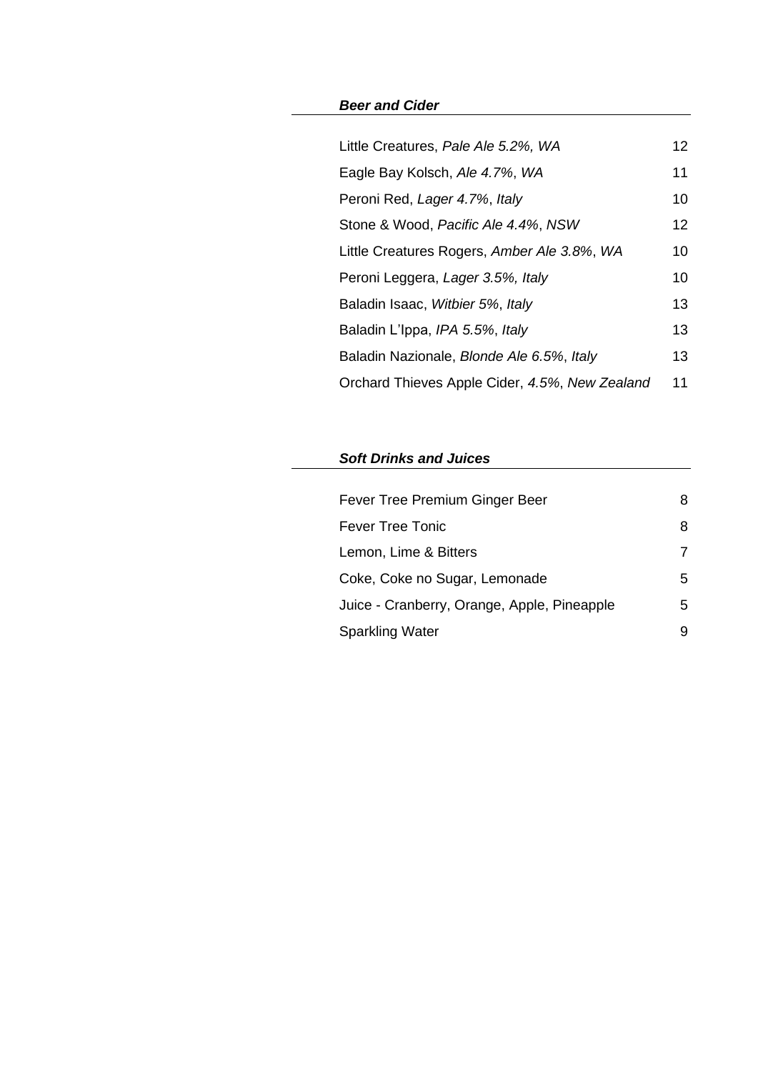### ***Beer and Cider***

| | |
|---|---|
| Little Creatures, *Pale Ale 5.2%, WA* | 12 |
| Eagle Bay Kolsch, *Ale 4.7%*, *WA* | 11 |
| Peroni Red, *Lager 4.7%*, *Italy* | 10 |
| Stone & Wood, *Pacific Ale 4.4%*, *NSW* | 12 |
| Little Creatures Rogers, *Amber Ale 3.8%*, *WA* | 10 |
| Peroni Leggera, *Lager 3.5%, Italy* | 10 |
| Baladin Isaac, *Witbier 5%*, *Italy* | 13 |
| Baladin L'Ippa, *IPA 5.5%*, *Italy* | 13 |
| Baladin Nazionale, *Blonde Ale 6.5%*, *Italy* | 13 |
| Orchard Thieves Apple Cider, *4.5%*, *New Zealand* | 11 |

### ***Soft Drinks and Juices***

| | |
|---|---|
| Fever Tree Premium Ginger Beer | 8 |
| Fever Tree Tonic | 8 |
| Lemon, Lime & Bitters | 7 |
| Coke, Coke no Sugar, Lemonade | 5 |
| Juice - Cranberry, Orange, Apple, Pineapple | 5 |
| Sparkling Water | 9 |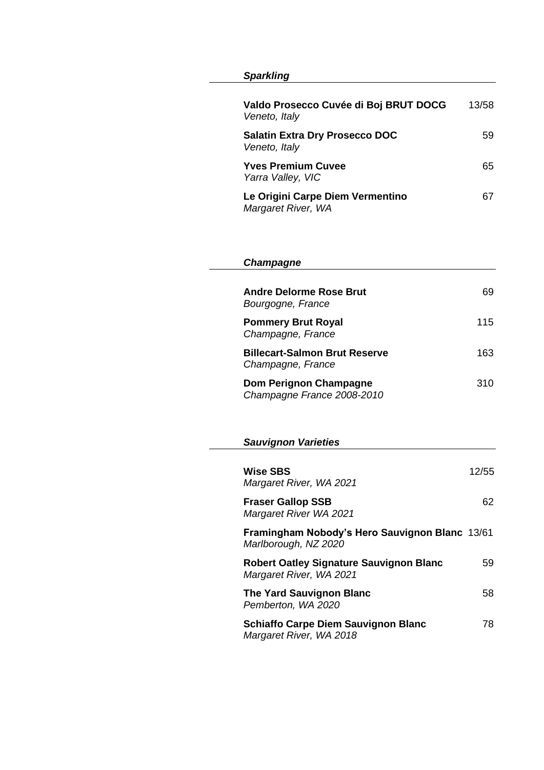### *Sparkling*

| | |
|---|---|
| **Valdo Prosecco Cuvée di Boj BRUT DOCG**<br>*Veneto, Italy* | 13/58 |
| **Salatin Extra Dry Prosecco DOC**<br>*Veneto, Italy* | 59 |
| **Yves Premium Cuvee**<br>*Yarra Valley, VIC* | 65 |
| **Le Origini Carpe Diem Vermentino**<br>*Margaret River, WA* | 67 |

### *Champagne*

| | |
|---|---|
| **Andre Delorme Rose Brut**<br>*Bourgogne, France* | 69 |
| **Pommery Brut Royal**<br>*Champagne, France* | 115 |
| **Billecart-Salmon Brut Reserve**<br>*Champagne, France* | 163 |
| **Dom Perignon Champagne**<br>*Champagne France 2008-2010* | 310 |

### *Sauvignon Varieties*

| | |
|---|---|
| **Wise SBS**<br>*Margaret River, WA 2021* | 12/55 |
| **Fraser Gallop SSB**<br>*Margaret River WA 2021* | 62 |
| **Framingham Nobody's Hero Sauvignon Blanc**<br>*Marlborough, NZ 2020* | 13/61 |
| **Robert Oatley Signature Sauvignon Blanc**<br>*Margaret River, WA 2021* | 59 |
| **The Yard Sauvignon Blanc**<br>*Pemberton, WA 2020* | 58 |
| **Schiaffo Carpe Diem Sauvignon Blanc**<br>*Margaret River, WA 2018* | 78 |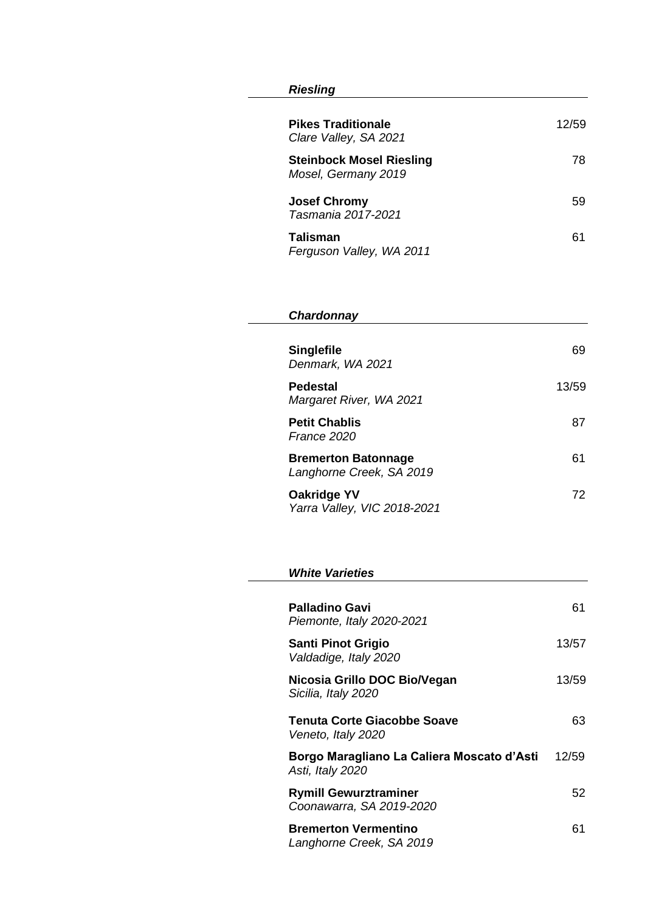## *Riesling*

**Pikes Traditionale** 12/59
*Clare Valley, SA 2021*

**Steinbock Mosel Riesling** 78
*Mosel, Germany 2019*

**Josef Chromy** 59
*Tasmania 2017-2021*

**Talisman** 61
*Ferguson Valley, WA 2011*

## *Chardonnay*

**Singlefile** 69
*Denmark, WA 2021*

**Pedestal** 13/59
*Margaret River, WA 2021*

**Petit Chablis** 87
*France 2020*

**Bremerton Batonnage** 61
*Langhorne Creek, SA 2019*

**Oakridge YV** 72
*Yarra Valley, VIC 2018-2021*

## *White Varieties*

**Palladino Gavi** 61
*Piemonte, Italy 2020-2021*

**Santi Pinot Grigio** 13/57
*Valdadige, Italy 2020*

**Nicosia Grillo DOC Bio/Vegan** 13/59
*Sicilia, Italy 2020*

**Tenuta Corte Giacobbe Soave** 63
*Veneto, Italy 2020*

**Borgo Maragliano La Caliera Moscato d'Asti** 12/59
*Asti, Italy 2020*

**Rymill Gewurztraminer** 52
*Coonawarra, SA 2019-2020*

**Bremerton Vermentino** 61
*Langhorne Creek, SA 2019*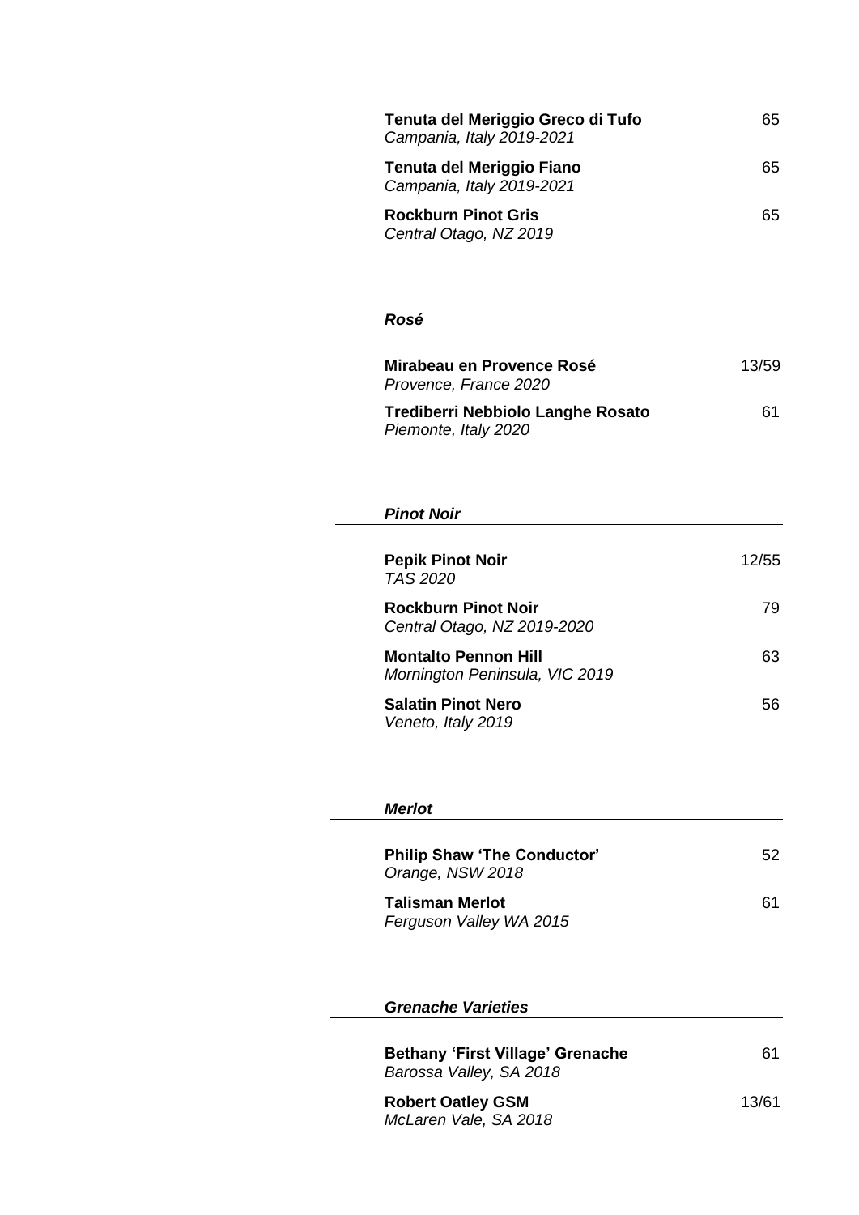**Tenuta del Meriggio Greco di Tufo** 65
*Campania, Italy 2019-2021*

**Tenuta del Meriggio Fiano** 65
*Campania, Italy 2019-2021*

**Rockburn Pinot Gris** 65
*Central Otago, NZ 2019*

### *Rosé*

**Mirabeau en Provence Rosé** 13/59
*Provence, France 2020*

**Trediberri Nebbiolo Langhe Rosato** 61
*Piemonte, Italy 2020*

### *Pinot Noir*

**Pepik Pinot Noir** 12/55
*TAS 2020*

**Rockburn Pinot Noir** 79
*Central Otago, NZ 2019-2020*

**Montalto Pennon Hill** 63
*Mornington Peninsula, VIC 2019*

**Salatin Pinot Nero** 56
*Veneto, Italy 2019*

### *Merlot*

**Philip Shaw 'The Conductor'** 52
*Orange, NSW 2018*

**Talisman Merlot** 61
*Ferguson Valley WA 2015*

### *Grenache Varieties*

**Bethany 'First Village' Grenache** 61
*Barossa Valley, SA 2018*

**Robert Oatley GSM** 13/61
*McLaren Vale, SA 2018*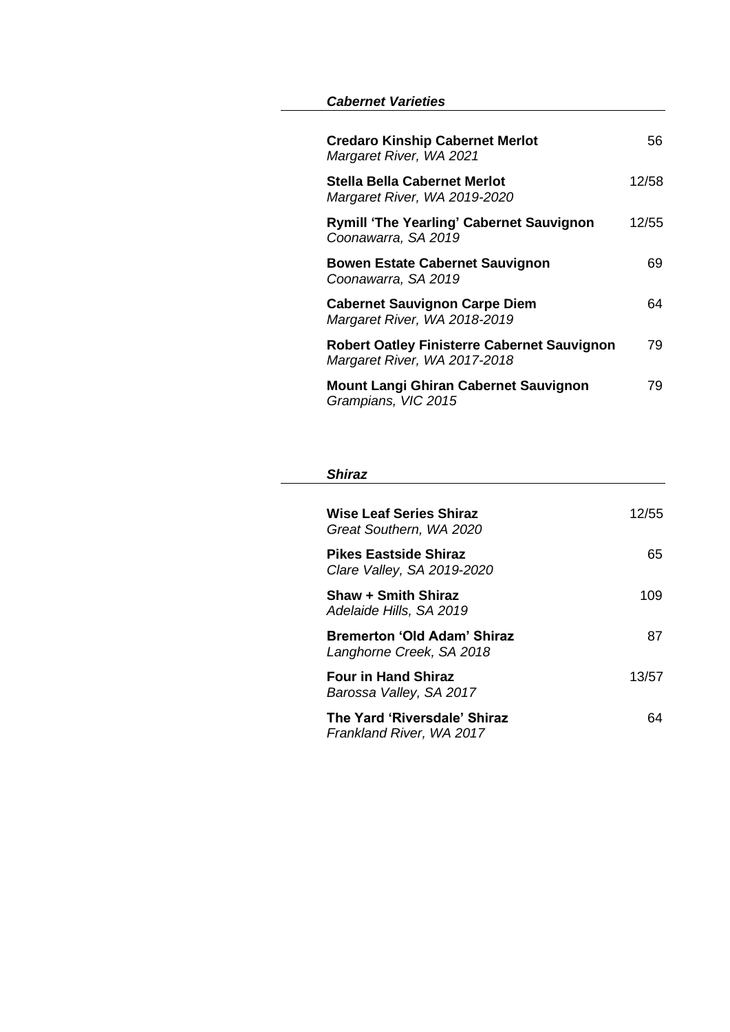### *Cabernet Varieties*

| Wine | Price |
|---|---|
| **Credaro Kinship Cabernet Merlot**<br>*Margaret River, WA 2021* | 56 |
| **Stella Bella Cabernet Merlot**<br>*Margaret River, WA 2019-2020* | 12/58 |
| **Rymill 'The Yearling' Cabernet Sauvignon**<br>*Coonawarra, SA 2019* | 12/55 |
| **Bowen Estate Cabernet Sauvignon**<br>*Coonawarra, SA 2019* | 69 |
| **Cabernet Sauvignon Carpe Diem**<br>*Margaret River, WA 2018-2019* | 64 |
| **Robert Oatley Finisterre Cabernet Sauvignon**<br>*Margaret River, WA 2017-2018* | 79 |
| **Mount Langi Ghiran Cabernet Sauvignon**<br>*Grampians, VIC 2015* | 79 |

### *Shiraz*

| Wine | Price |
|---|---|
| **Wise Leaf Series Shiraz**<br>*Great Southern, WA 2020* | 12/55 |
| **Pikes Eastside Shiraz**<br>*Clare Valley, SA 2019-2020* | 65 |
| **Shaw + Smith Shiraz**<br>*Adelaide Hills, SA 2019* | 109 |
| **Bremerton 'Old Adam' Shiraz**<br>*Langhorne Creek, SA 2018* | 87 |
| **Four in Hand Shiraz**<br>*Barossa Valley, SA 2017* | 13/57 |
| **The Yard 'Riversdale' Shiraz**<br>*Frankland River, WA 2017* | 64 |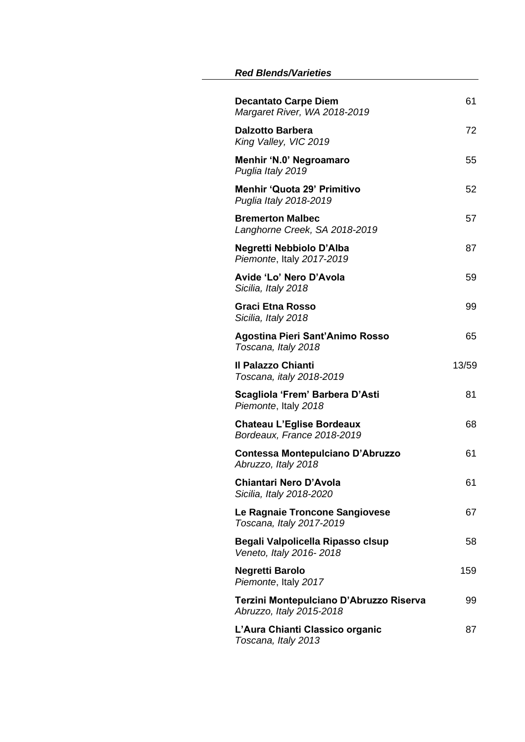### *Red Blends/Varieties*

**Decantato Carpe Diem** 61
*Margaret River, WA 2018-2019*

**Dalzotto Barbera** 72
*King Valley, VIC 2019*

**Menhir 'N.0' Negroamaro** 55
*Puglia Italy 2019*

**Menhir 'Quota 29' Primitivo** 52
*Puglia Italy 2018-2019*

**Bremerton Malbec** 57
*Langhorne Creek, SA 2018-2019*

**Negretti Nebbiolo D'Alba** 87
*Piemonte*, Italy *2017-2019*

**Avide 'Lo' Nero D'Avola** 59
*Sicilia, Italy 2018*

**Graci Etna Rosso** 99
*Sicilia, Italy 2018*

**Agostina Pieri Sant'Animo Rosso** 65
*Toscana, Italy 2018*

**Il Palazzo Chianti** 13/59
*Toscana, italy 2018-2019*

**Scagliola 'Frem' Barbera D'Asti** 81
*Piemonte*, Italy *2018*

**Chateau L'Eglise Bordeaux** 68
*Bordeaux, France 2018-2019*

**Contessa Montepulciano D'Abruzzo** 61
*Abruzzo, Italy 2018*

**Chiantari Nero D'Avola** 61
*Sicilia, Italy 2018-2020*

**Le Ragnaie Troncone Sangiovese** 67
*Toscana, Italy 2017-2019*

**Begali Valpolicella Ripasso clsup** 58
*Veneto, Italy 2016- 2018*

**Negretti Barolo** 159
*Piemonte*, Italy *2017*

**Terzini Montepulciano D'Abruzzo Riserva** 99
*Abruzzo, Italy 2015-2018*

**L'Aura Chianti Classico organic** 87
*Toscana, Italy 2013*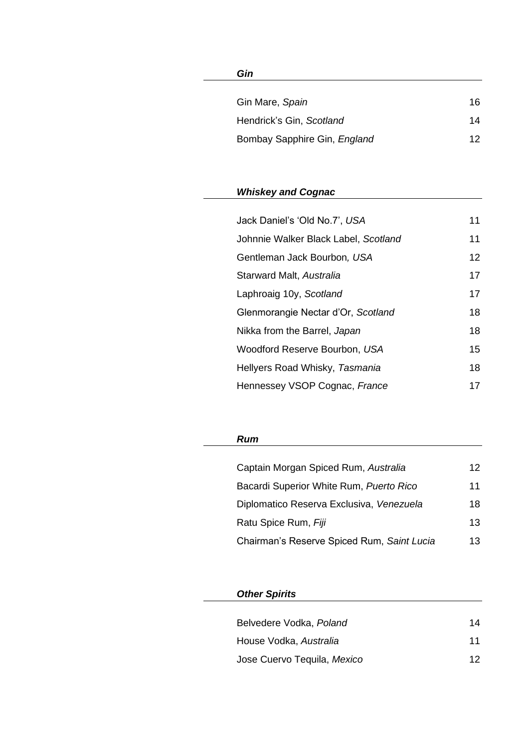### ***Gin***

| | |
|---|---|
| Gin Mare, *Spain* | 16 |
| Hendrick's Gin, *Scotland* | 14 |
| Bombay Sapphire Gin, *England* | 12 |

### ***Whiskey and Cognac***

| | |
|---|---|
| Jack Daniel's 'Old No.7', *USA* | 11 |
| Johnnie Walker Black Label, *Scotland* | 11 |
| Gentleman Jack Bourbon*, USA* | 12 |
| Starward Malt, *Australia* | 17 |
| Laphroaig 10y, *Scotland* | 17 |
| Glenmorangie Nectar d'Or, *Scotland* | 18 |
| Nikka from the Barrel, *Japan* | 18 |
| Woodford Reserve Bourbon, *USA* | 15 |
| Hellyers Road Whisky, *Tasmania* | 18 |
| Hennessey VSOP Cognac, *France* | 17 |

### ***Rum***

| | |
|---|---|
| Captain Morgan Spiced Rum, *Australia* | 12 |
| Bacardi Superior White Rum, *Puerto Rico* | 11 |
| Diplomatico Reserva Exclusiva, *Venezuela* | 18 |
| Ratu Spice Rum, *Fiji* | 13 |
| Chairman's Reserve Spiced Rum, *Saint Lucia* | 13 |

### ***Other Spirits***

| | |
|---|---|
| Belvedere Vodka, *Poland* | 14 |
| House Vodka, *Australia* | 11 |
| Jose Cuervo Tequila, *Mexico* | 12 |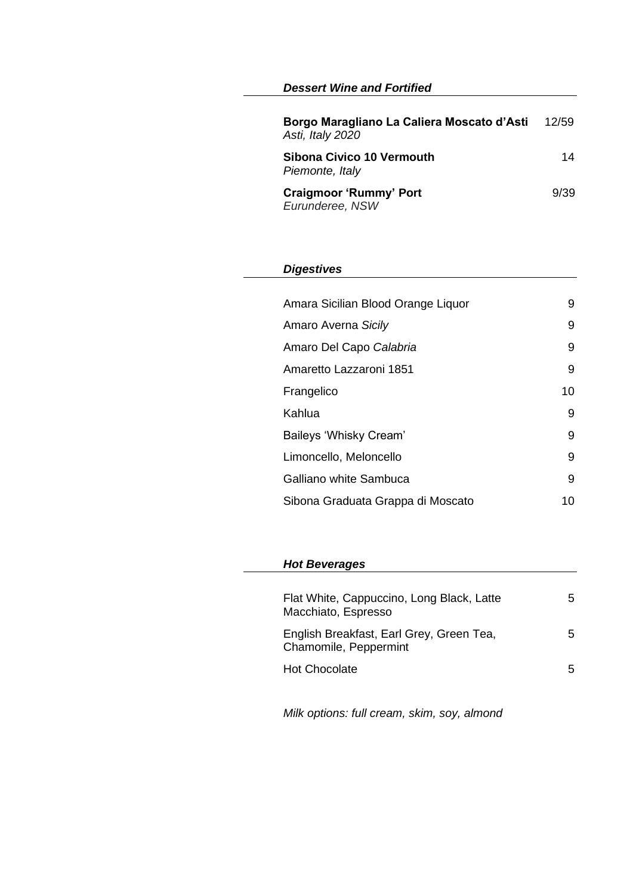### *Dessert Wine and Fortified*

**Borgo Maragliano La Caliera Moscato d'Asti** 12/59
*Asti, Italy 2020*

**Sibona Civico 10 Vermouth** 14
*Piemonte, Italy*

**Craigmoor 'Rummy' Port** 9/39
*Eurunderee, NSW*

### *Digestives*

| | |
|---|---|
| Amara Sicilian Blood Orange Liquor | 9 |
| Amaro Averna *Sicily* | 9 |
| Amaro Del Capo *Calabria* | 9 |
| Amaretto Lazzaroni 1851 | 9 |
| Frangelico | 10 |
| Kahlua | 9 |
| Baileys 'Whisky Cream' | 9 |
| Limoncello, Meloncello | 9 |
| Galliano white Sambuca | 9 |
| Sibona Graduata Grappa di Moscato | 10 |

### *Hot Beverages*

| | |
|---|---|
| Flat White, Cappuccino, Long Black, Latte Macchiato, Espresso | 5 |
| English Breakfast, Earl Grey, Green Tea, Chamomile, Peppermint | 5 |
| Hot Chocolate | 5 |

*Milk options: full cream, skim, soy, almond*